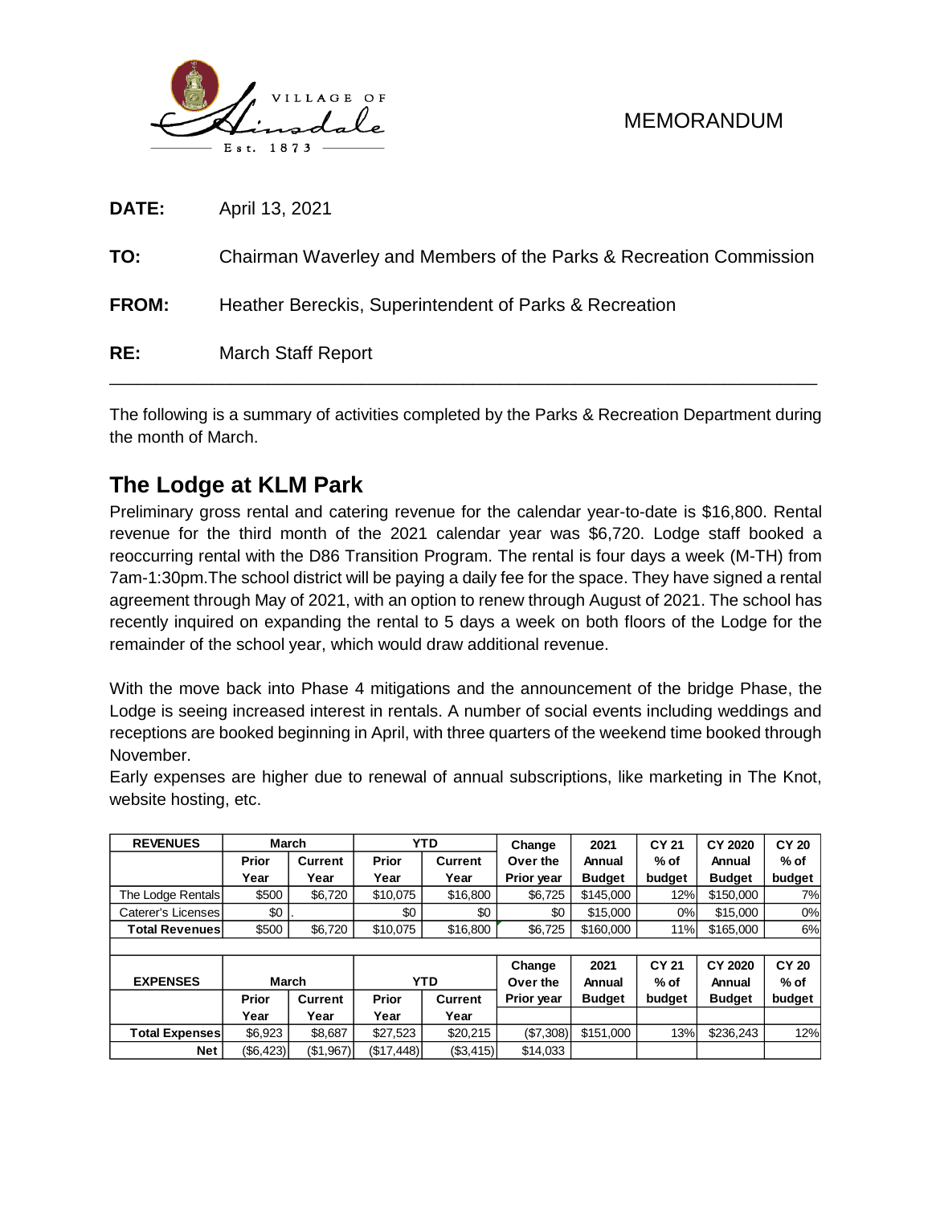MEMORANDUM

**DATE:** April 13, 2021

**TO:** Chairman Waverley and Members of the Parks & Recreation Commission

**FROM:** Heather Bereckis, Superintendent of Parks & Recreation

**RE:** March Staff Report

---

The following is a summary of activities completed by the Parks & Recreation Department during the month of March.

## The Lodge at KLM Park

Preliminary gross rental and catering revenue for the calendar year-to-date is $16,800. Rental revenue for the third month of the 2021 calendar year was $6,720. Lodge staff booked a reoccurring rental with the D86 Transition Program. The rental is four days a week (M-TH) from 7am-1:30pm.The school district will be paying a daily fee for the space. They have signed a rental agreement through May of 2021, with an option to renew through August of 2021. The school has recently inquired on expanding the rental to 5 days a week on both floors of the Lodge for the remainder of the school year, which would draw additional revenue.

With the move back into Phase 4 mitigations and the announcement of the bridge Phase, the Lodge is seeing increased interest in rentals. A number of social events including weddings and receptions are booked beginning in April, with three quarters of the weekend time booked through November.

Early expenses are higher due to renewal of annual subscriptions, like marketing in The Knot, website hosting, etc.

| REVENUES | March | | YTD | | Change Over the Prior year | 2021 Annual Budget | CY 21 % of budget | CY 2020 Annual Budget | CY 20 % of budget |
|---|---|---|---|---|---|---|---|---|---|
| | Prior Year | Current Year | Prior Year | Current Year | | | | | |
| The Lodge Rentals | $500 | $6,720 | $10,075 | $16,800 | $6,725 | $145,000 | 12% | $150,000 | 7% |
| Caterer's Licenses | $0 | . | $0 | $0 | $0 | $15,000 | 0% | $15,000 | 0% |
| **Total Revenues** | $500 | $6,720 | $10,075 | $16,800 | $6,725 | $160,000 | 11% | $165,000 | 6% |
| | | | | | | | | | |
| **EXPENSES** | **March** | | **YTD** | | **Change Over the Prior year** | **2021 Annual Budget** | **CY 21 % of budget** | **CY 2020 Annual Budget** | **CY 20 % of budget** |
| | Prior Year | Current Year | Prior Year | Current Year | | | | | |
| **Total Expenses** | $6,923 | $8,687 | $27,523 | $20,215 | ($7,308) | $151,000 | 13% | $236,243 | 12% |
| **Net** | ($6,423) | ($1,967) | ($17,448) | ($3,415) | $14,033 | | | | |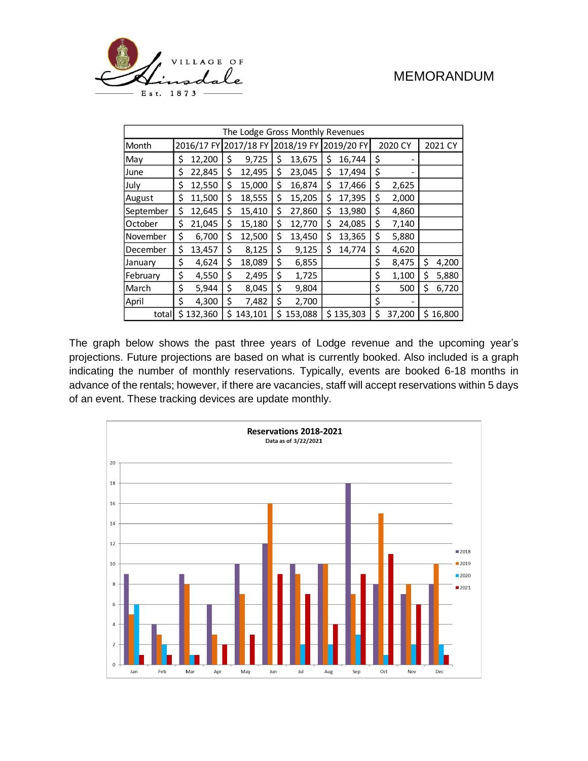# MEMORANDUM

| The Lodge Gross Monthly Revenues | | | | | | |
|---|---|---|---|---|---|---|
| Month | 2016/17 FY | 2017/18 FY | 2018/19 FY | 2019/20 FY | 2020 CY | 2021 CY |
| May | $ 12,200 | $ 9,725 | $ 13,675 | $ 16,744 | $ - | |
| June | $ 22,845 | $ 12,495 | $ 23,045 | $ 17,494 | $ - | |
| July | $ 12,550 | $ 15,000 | $ 16,874 | $ 17,466 | $ 2,625 | |
| August | $ 11,500 | $ 18,555 | $ 15,205 | $ 17,395 | $ 2,000 | |
| September | $ 12,645 | $ 15,410 | $ 27,860 | $ 13,980 | $ 4,860 | |
| October | $ 21,045 | $ 15,180 | $ 12,770 | $ 24,085 | $ 7,140 | |
| November | $ 6,700 | $ 12,500 | $ 13,450 | $ 13,365 | $ 5,880 | |
| December | $ 13,457 | $ 8,125 | $ 9,125 | $ 14,774 | $ 4,620 | |
| January | $ 4,624 | $ 18,089 | $ 6,855 | | $ 8,475 | $ 4,200 |
| February | $ 4,550 | $ 2,495 | $ 1,725 | | $ 1,100 | $ 5,880 |
| March | $ 5,944 | $ 8,045 | $ 9,804 | | $ 500 | $ 6,720 |
| April | $ 4,300 | $ 7,482 | $ 2,700 | | $ - | |
| total | $ 132,360 | $ 143,101 | $ 153,088 | $ 135,303 | $ 37,200 | $ 16,800 |

The graph below shows the past three years of Lodge revenue and the upcoming year's projections. Future projections are based on what is currently booked. Also included is a graph indicating the number of monthly reservations. Typically, events are booked 6-18 months in advance of the rentals; however, if there are vacancies, staff will accept reservations within 5 days of an event. These tracking devices are update monthly.

**Reservations 2018-2021**

Data as of 3/22/2021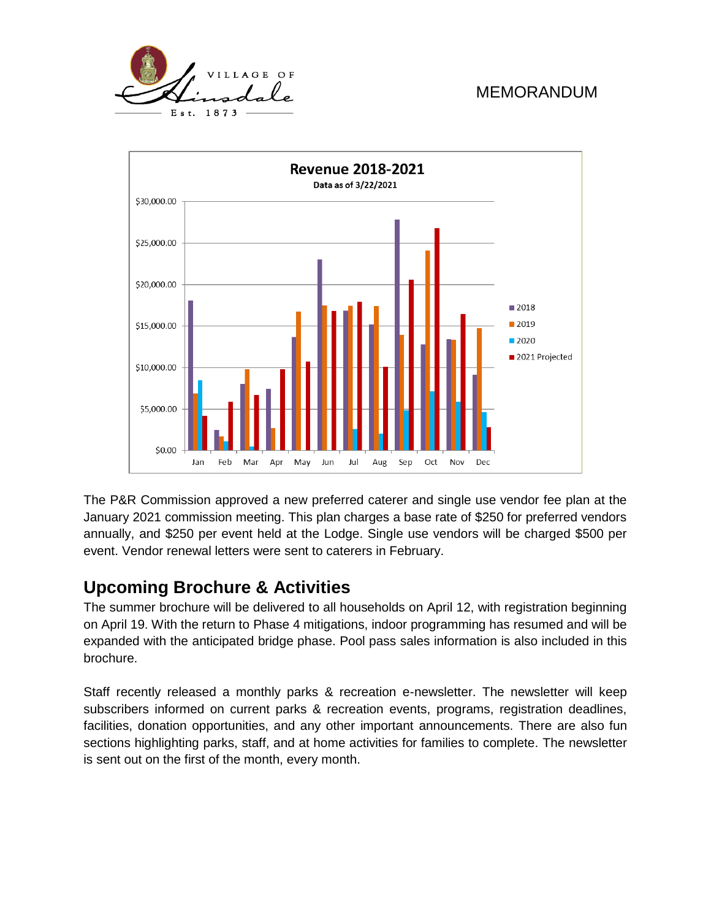MEMORANDUM

**Revenue 2018-2021**

Data as of 3/22/2021

The P&R Commission approved a new preferred caterer and single use vendor fee plan at the January 2021 commission meeting. This plan charges a base rate of $250 for preferred vendors annually, and $250 per event held at the Lodge. Single use vendors will be charged $500 per event. Vendor renewal letters were sent to caterers in February.

## Upcoming Brochure & Activities

The summer brochure will be delivered to all households on April 12, with registration beginning on April 19. With the return to Phase 4 mitigations, indoor programming has resumed and will be expanded with the anticipated bridge phase. Pool pass sales information is also included in this brochure.

Staff recently released a monthly parks & recreation e-newsletter. The newsletter will keep subscribers informed on current parks & recreation events, programs, registration deadlines, facilities, donation opportunities, and any other important announcements. There are also fun sections highlighting parks, staff, and at home activities for families to complete. The newsletter is sent out on the first of the month, every month.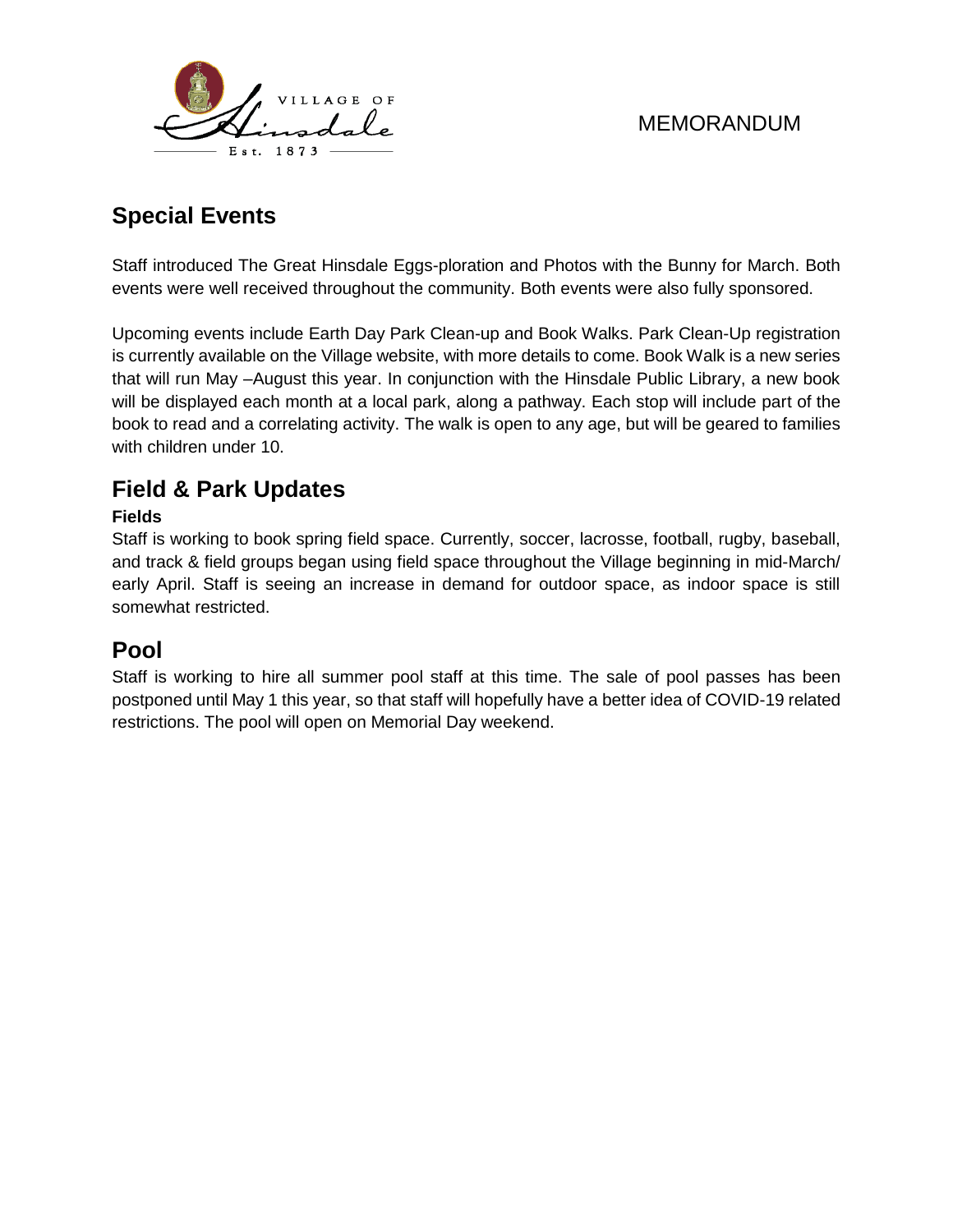MEMORANDUM

## Special Events

Staff introduced The Great Hinsdale Eggs-ploration and Photos with the Bunny for March. Both events were well received throughout the community. Both events were also fully sponsored.

Upcoming events include Earth Day Park Clean-up and Book Walks. Park Clean-Up registration is currently available on the Village website, with more details to come. Book Walk is a new series that will run May –August this year. In conjunction with the Hinsdale Public Library, a new book will be displayed each month at a local park, along a pathway. Each stop will include part of the book to read and a correlating activity. The walk is open to any age, but will be geared to families with children under 10.

## Field & Park Updates

### Fields

Staff is working to book spring field space. Currently, soccer, lacrosse, football, rugby, baseball, and track & field groups began using field space throughout the Village beginning in mid-March/ early April. Staff is seeing an increase in demand for outdoor space, as indoor space is still somewhat restricted.

## Pool

Staff is working to hire all summer pool staff at this time. The sale of pool passes has been postponed until May 1 this year, so that staff will hopefully have a better idea of COVID-19 related restrictions. The pool will open on Memorial Day weekend.